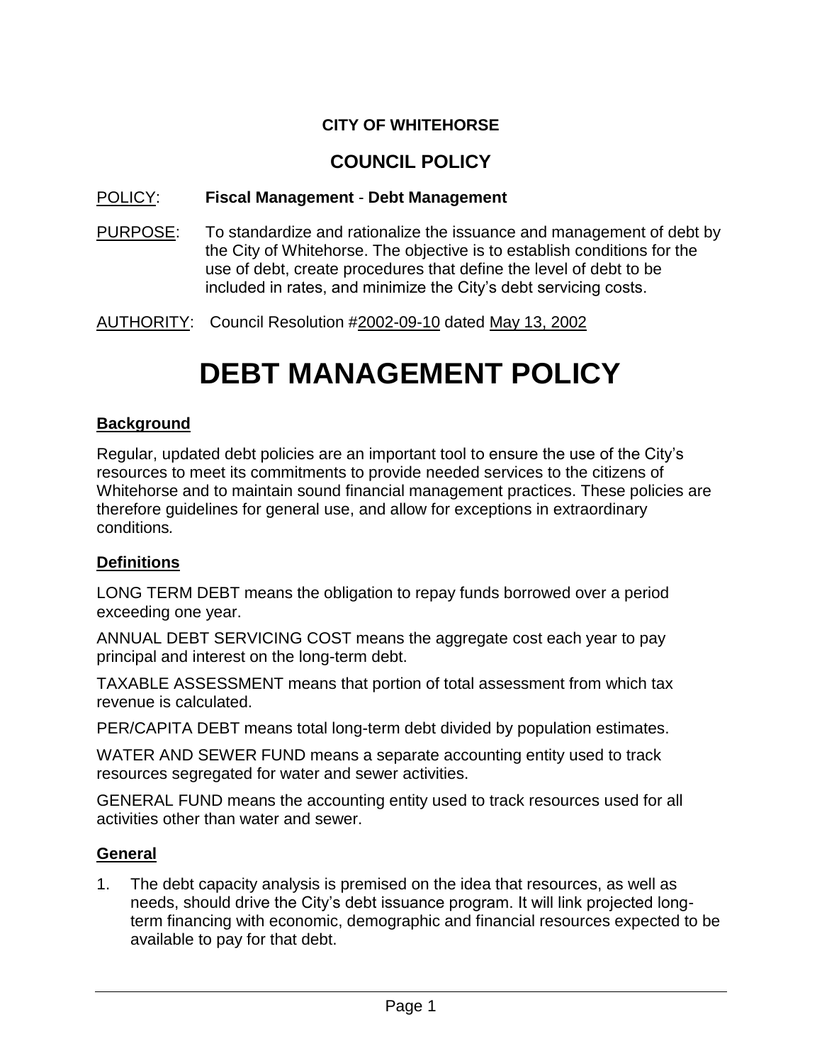**CITY OF WHITEHORSE**

## COUNCIL POLICY

POLICY: **Fiscal Management** - **Debt Management**

PURPOSE: To standardize and rationalize the issuance and management of debt by the City of Whitehorse. The objective is to establish conditions for the use of debt, create procedures that define the level of debt to be included in rates, and minimize the City's debt servicing costs.

AUTHORITY: Council Resolution #2002-09-10 dated May 13, 2002

# DEBT MANAGEMENT POLICY

### Background

Regular, updated debt policies are an important tool to ensure the use of the City's resources to meet its commitments to provide needed services to the citizens of Whitehorse and to maintain sound financial management practices. These policies are therefore guidelines for general use, and allow for exceptions in extraordinary conditions.

### Definitions

LONG TERM DEBT means the obligation to repay funds borrowed over a period exceeding one year.

ANNUAL DEBT SERVICING COST means the aggregate cost each year to pay principal and interest on the long-term debt.

TAXABLE ASSESSMENT means that portion of total assessment from which tax revenue is calculated.

PER/CAPITA DEBT means total long-term debt divided by population estimates.

WATER AND SEWER FUND means a separate accounting entity used to track resources segregated for water and sewer activities.

GENERAL FUND means the accounting entity used to track resources used for all activities other than water and sewer.

### General

1. The debt capacity analysis is premised on the idea that resources, as well as needs, should drive the City's debt issuance program. It will link projected long-term financing with economic, demographic and financial resources expected to be available to pay for that debt.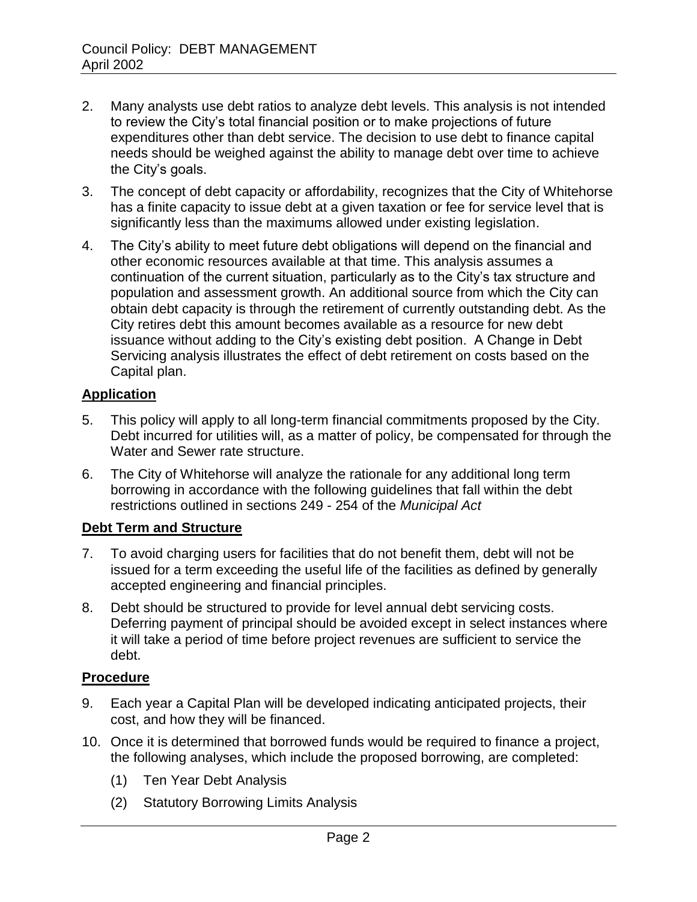2. Many analysts use debt ratios to analyze debt levels. This analysis is not intended to review the City's total financial position or to make projections of future expenditures other than debt service. The decision to use debt to finance capital needs should be weighed against the ability to manage debt over time to achieve the City's goals.

3. The concept of debt capacity or affordability, recognizes that the City of Whitehorse has a finite capacity to issue debt at a given taxation or fee for service level that is significantly less than the maximums allowed under existing legislation.

4. The City's ability to meet future debt obligations will depend on the financial and other economic resources available at that time. This analysis assumes a continuation of the current situation, particularly as to the City's tax structure and population and assessment growth. An additional source from which the City can obtain debt capacity is through the retirement of currently outstanding debt. As the City retires debt this amount becomes available as a resource for new debt issuance without adding to the City's existing debt position. A Change in Debt Servicing analysis illustrates the effect of debt retirement on costs based on the Capital plan.

## Application

5. This policy will apply to all long-term financial commitments proposed by the City. Debt incurred for utilities will, as a matter of policy, be compensated for through the Water and Sewer rate structure.

6. The City of Whitehorse will analyze the rationale for any additional long term borrowing in accordance with the following guidelines that fall within the debt restrictions outlined in sections 249 - 254 of the *Municipal Act*

## Debt Term and Structure

7. To avoid charging users for facilities that do not benefit them, debt will not be issued for a term exceeding the useful life of the facilities as defined by generally accepted engineering and financial principles.

8. Debt should be structured to provide for level annual debt servicing costs. Deferring payment of principal should be avoided except in select instances where it will take a period of time before project revenues are sufficient to service the debt.

## Procedure

9. Each year a Capital Plan will be developed indicating anticipated projects, their cost, and how they will be financed.

10. Once it is determined that borrowed funds would be required to finance a project, the following analyses, which include the proposed borrowing, are completed:

    (1) Ten Year Debt Analysis

    (2) Statutory Borrowing Limits Analysis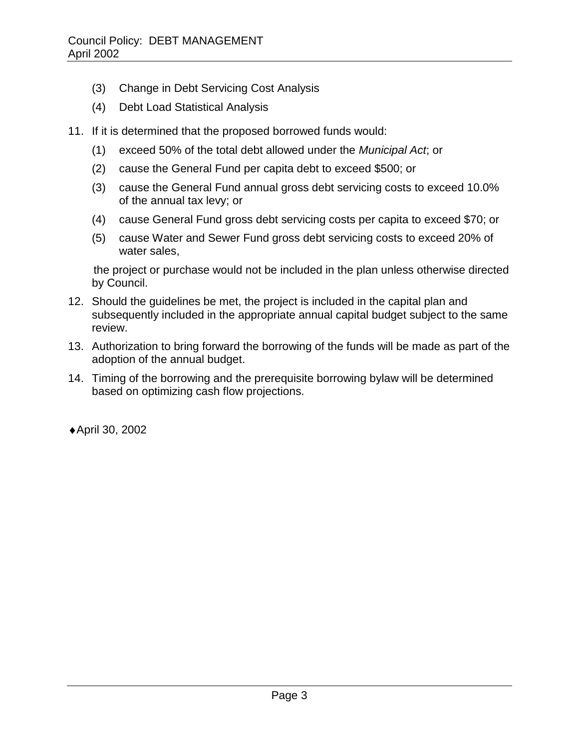(3) Change in Debt Servicing Cost Analysis

(4) Debt Load Statistical Analysis

11. If it is determined that the proposed borrowed funds would:

    (1) exceed 50% of the total debt allowed under the *Municipal Act*; or

    (2) cause the General Fund per capita debt to exceed $500; or

    (3) cause the General Fund annual gross debt servicing costs to exceed 10.0% of the annual tax levy; or

    (4) cause General Fund gross debt servicing costs per capita to exceed $70; or

    (5) cause Water and Sewer Fund gross debt servicing costs to exceed 20% of water sales,

    the project or purchase would not be included in the plan unless otherwise directed by Council.

12. Should the guidelines be met, the project is included in the capital plan and subsequently included in the appropriate annual capital budget subject to the same review.

13. Authorization to bring forward the borrowing of the funds will be made as part of the adoption of the annual budget.

14. Timing of the borrowing and the prerequisite borrowing bylaw will be determined based on optimizing cash flow projections.

♦April 30, 2002